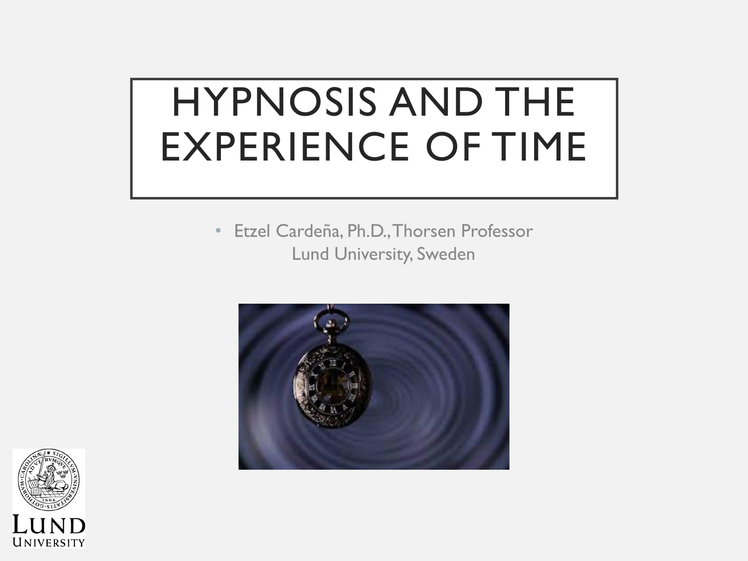# HYPNOSIS AND THE EXPERIENCE OF TIME

- Etzel Cardeña, Ph.D., Thorsen Professor
  Lund University, Sweden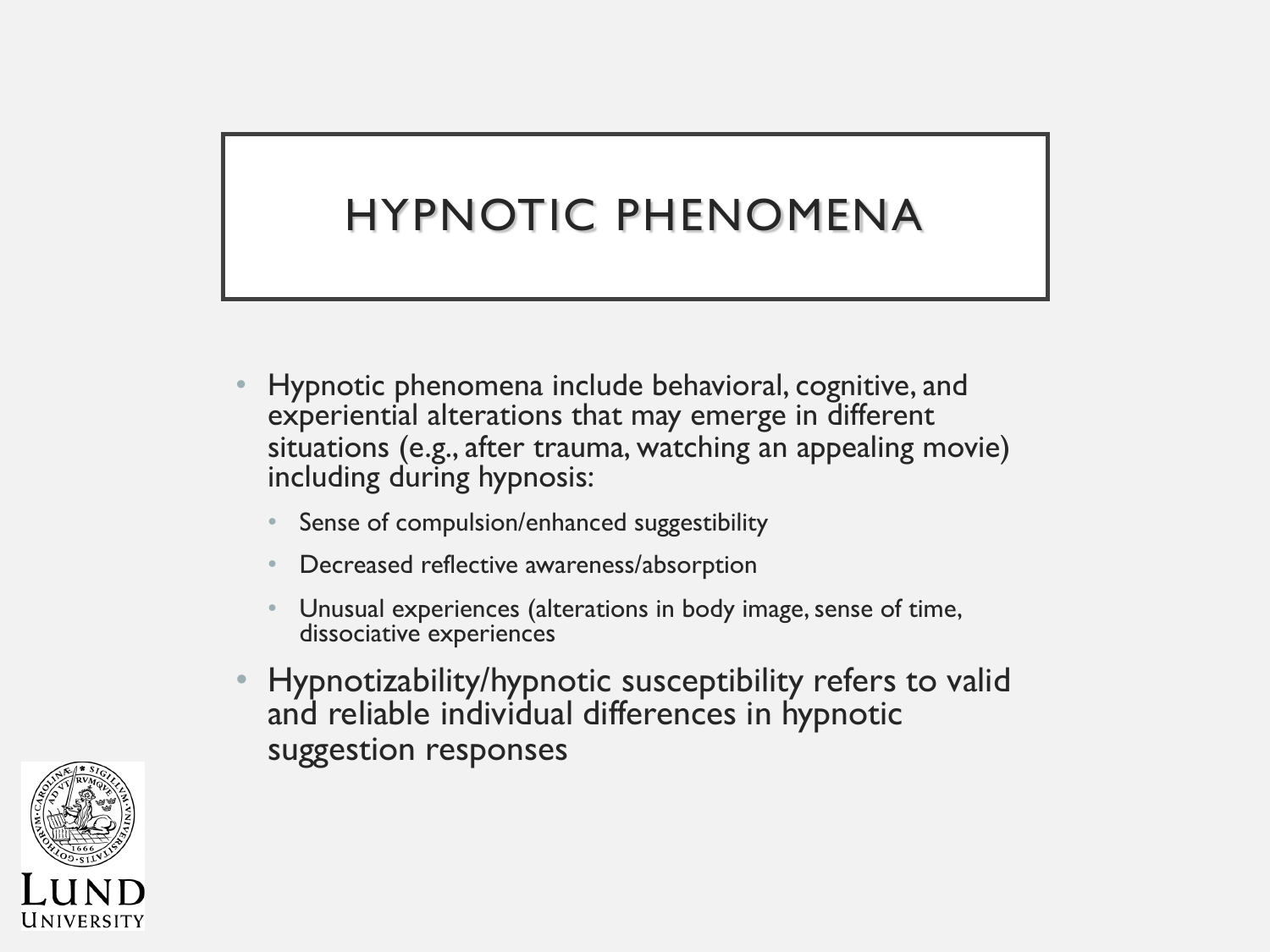# HYPNOTIC PHENOMENA

- Hypnotic phenomena include behavioral, cognitive, and experiential alterations that may emerge in different situations (e.g., after trauma, watching an appealing movie) including during hypnosis:
  - Sense of compulsion/enhanced suggestibility
  - Decreased reflective awareness/absorption
  - Unusual experiences (alterations in body image, sense of time, dissociative experiences
- Hypnotizability/hypnotic susceptibility refers to valid and reliable individual differences in hypnotic suggestion responses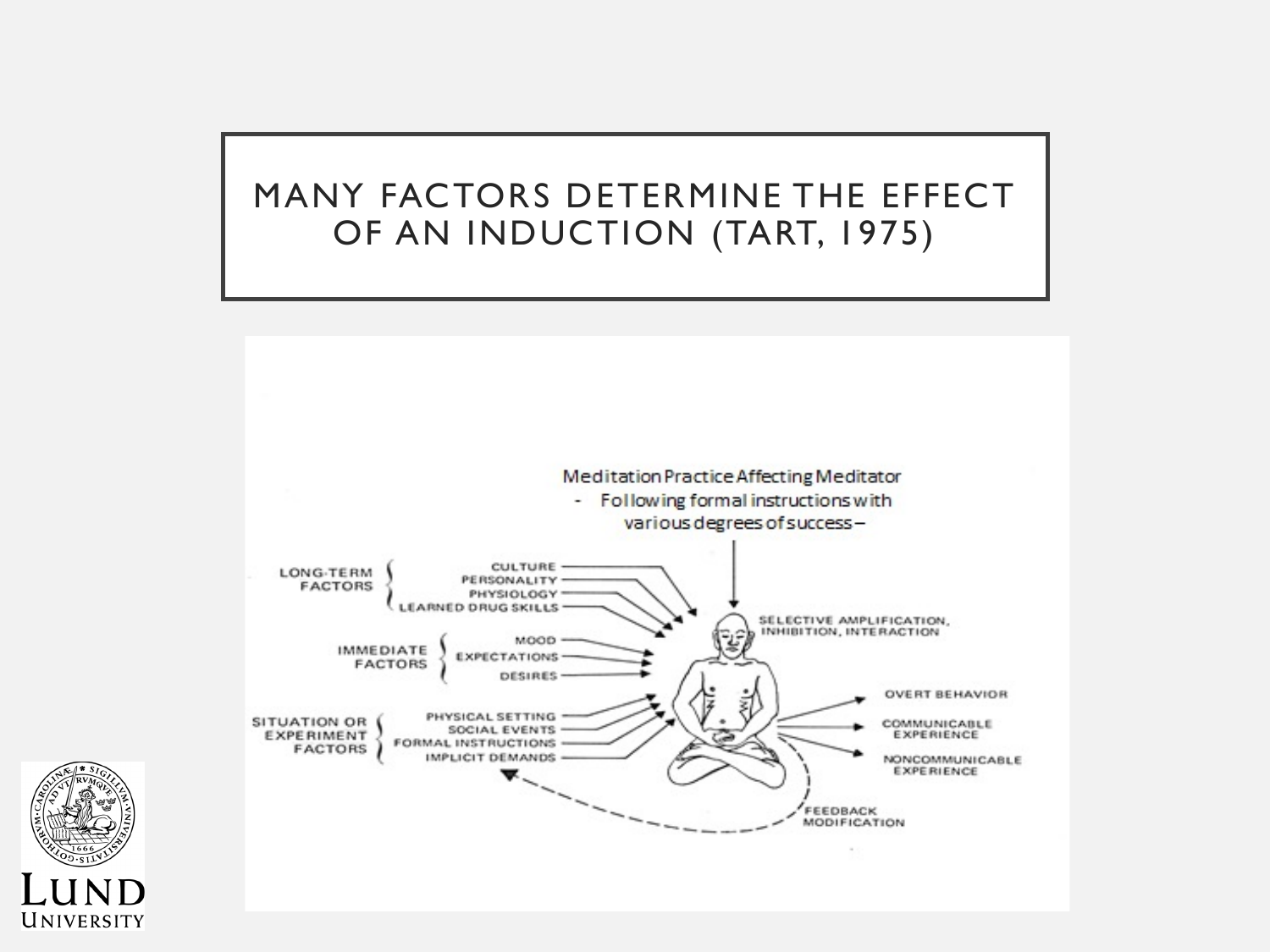# MANY FACTORS DETERMINE THE EFFECT OF AN INDUCTION (TART, 1975)

Meditation Practice Affecting Meditator
- Following formal instructions with various degrees of success –

LONG-TERM FACTORS
- CULTURE
- PERSONALITY
- PHYSIOLOGY
- LEARNED DRUG SKILLS

IMMEDIATE FACTORS
- MOOD
- EXPECTATIONS
- DESIRES

SITUATION OR EXPERIMENT FACTORS
- PHYSICAL SETTING
- SOCIAL EVENTS
- FORMAL INSTRUCTIONS
- IMPLICIT DEMANDS

SELECTIVE AMPLIFICATION, INHIBITION, INTERACTION

OVERT BEHAVIOR

COMMUNICABLE EXPERIENCE

NONCOMMUNICABLE EXPERIENCE

FEEDBACK MODIFICATION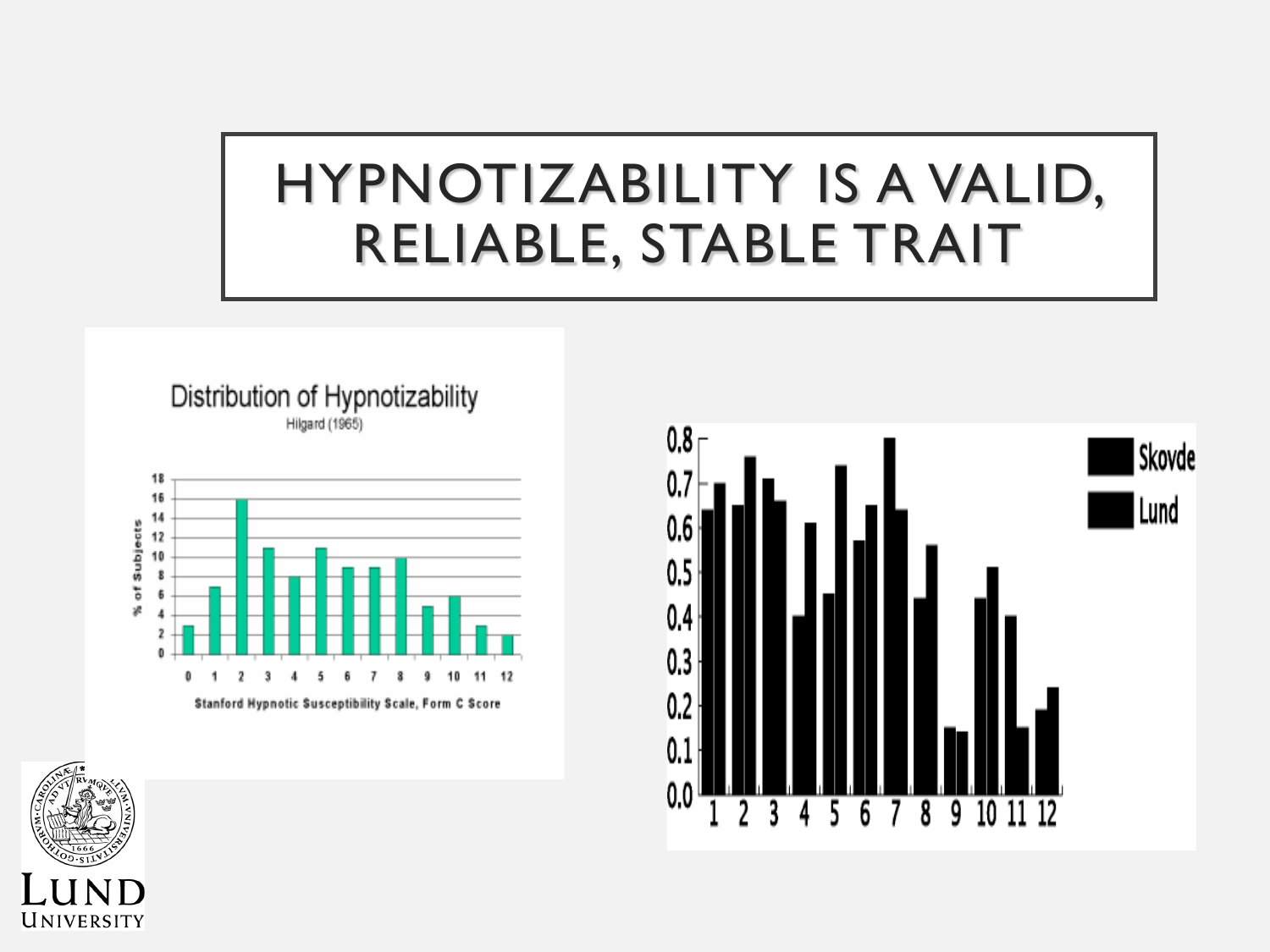# HYPNOTIZABILITY IS A VALID, RELIABLE, STABLE TRAIT

**Distribution of Hypnotizability**

Hilgard (1965)

| Stanford Hypnotic Susceptibility Scale, Form C Score | % of Subjects |
|---|---|
| 0 | 3 |
| 1 | 7 |
| 2 | 16 |
| 3 | 11 |
| 4 | 8 |
| 5 | 11 |
| 6 | 9 |
| 7 | 9 |
| 8 | 10 |
| 9 | 5 |
| 10 | 6 |
| 11 | 3 |
| 12 | 2 |

| Item | Skovde | Lund |
|---|---|---|
| 1 | 0.64 | 0.70 |
| 2 | 0.65 | 0.76 |
| 3 | 0.71 | 0.66 |
| 4 | 0.40 | 0.61 |
| 5 | 0.45 | 0.74 |
| 6 | 0.57 | 0.65 |
| 7 | 0.80 | 0.64 |
| 8 | 0.44 | 0.56 |
| 9 | 0.15 | 0.14 |
| 10 | 0.44 | 0.51 |
| 11 | 0.40 | 0.15 |
| 12 | 0.19 | 0.24 |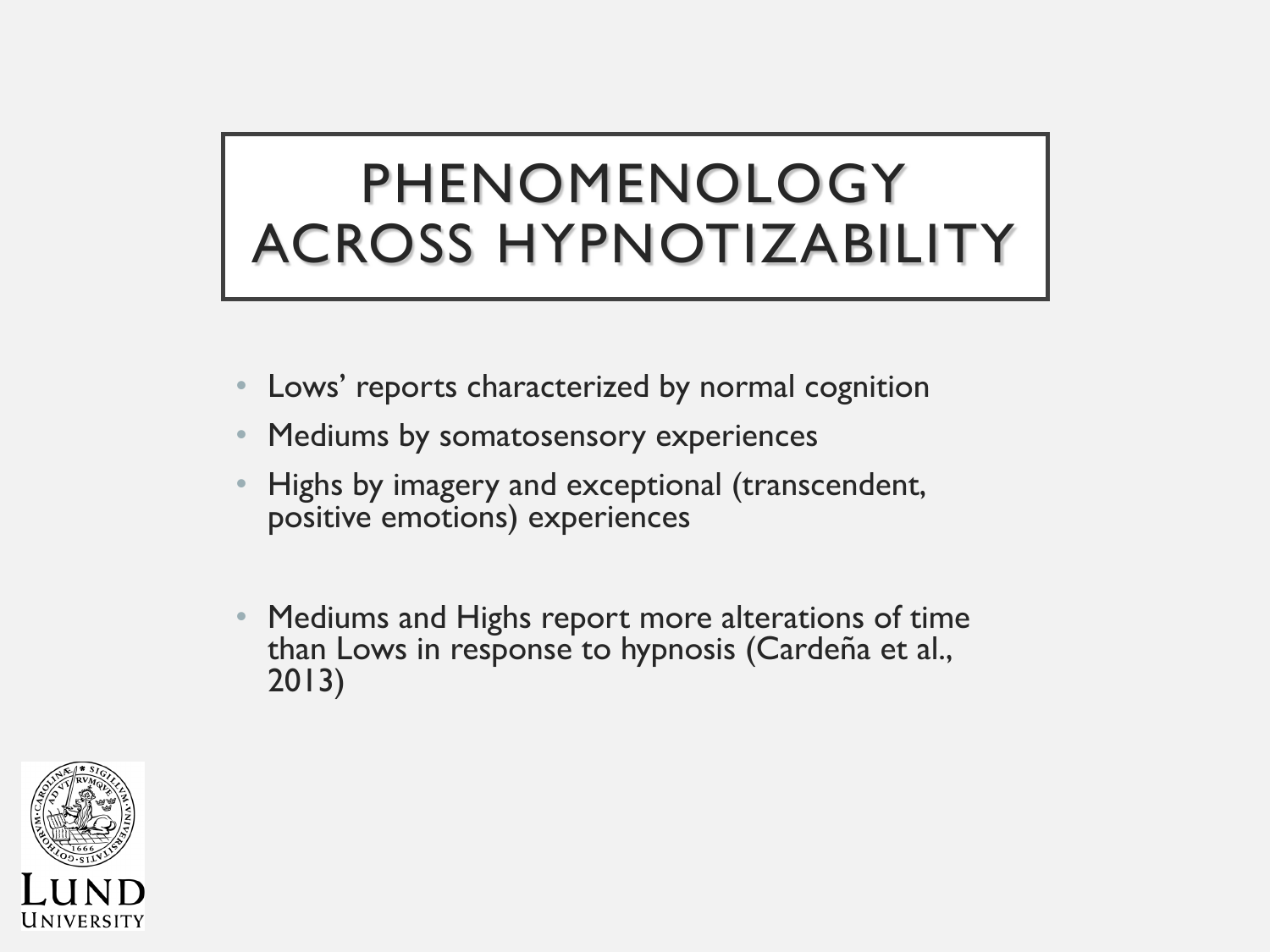# PHENOMENOLOGY ACROSS HYPNOTIZABILITY

- Lows' reports characterized by normal cognition
- Mediums by somatosensory experiences
- Highs by imagery and exceptional (transcendent, positive emotions) experiences

- Mediums and Highs report more alterations of time than Lows in response to hypnosis (Cardeña et al., 2013)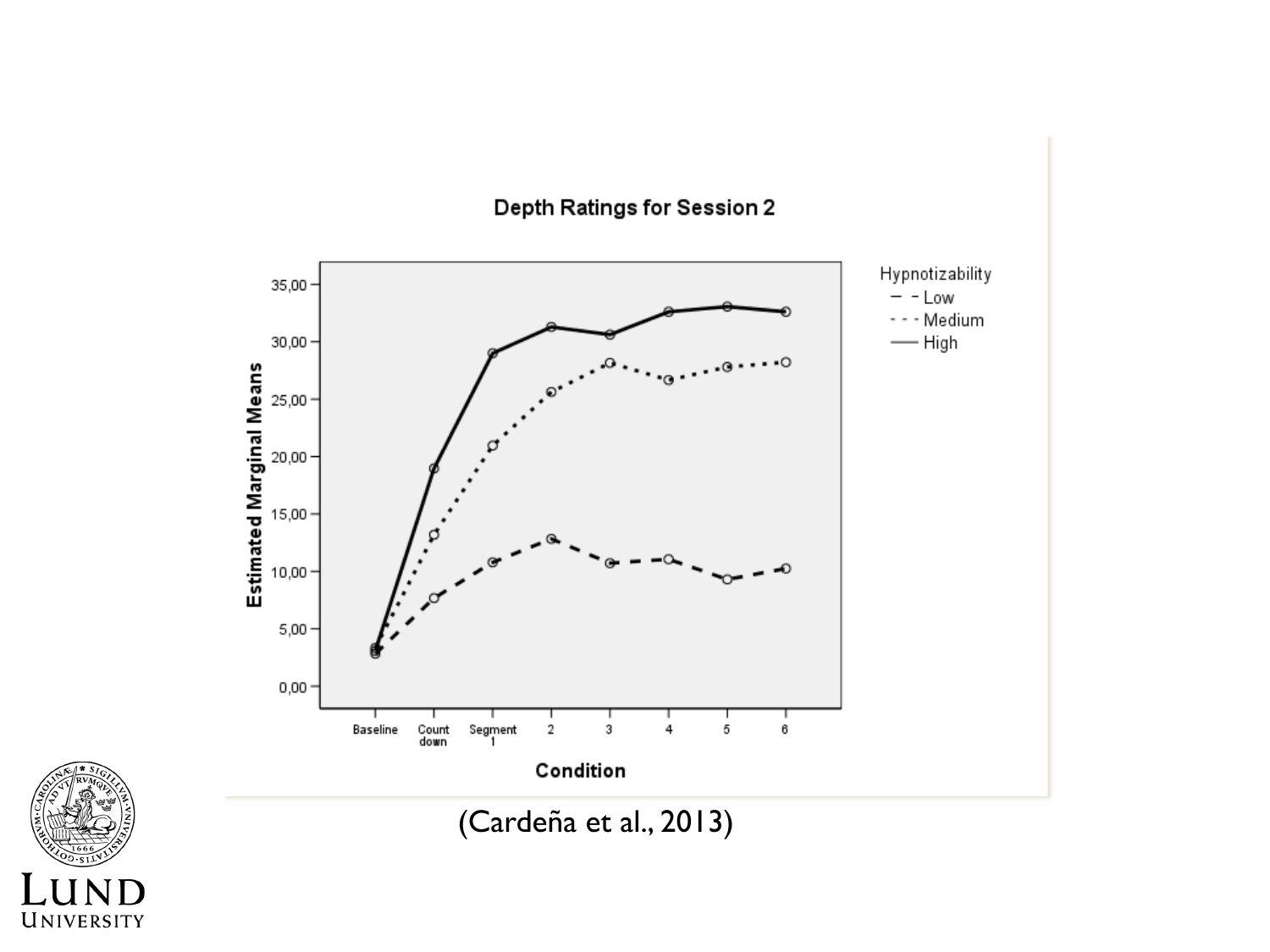Depth Ratings for Session 2

(Cardeña et al., 2013)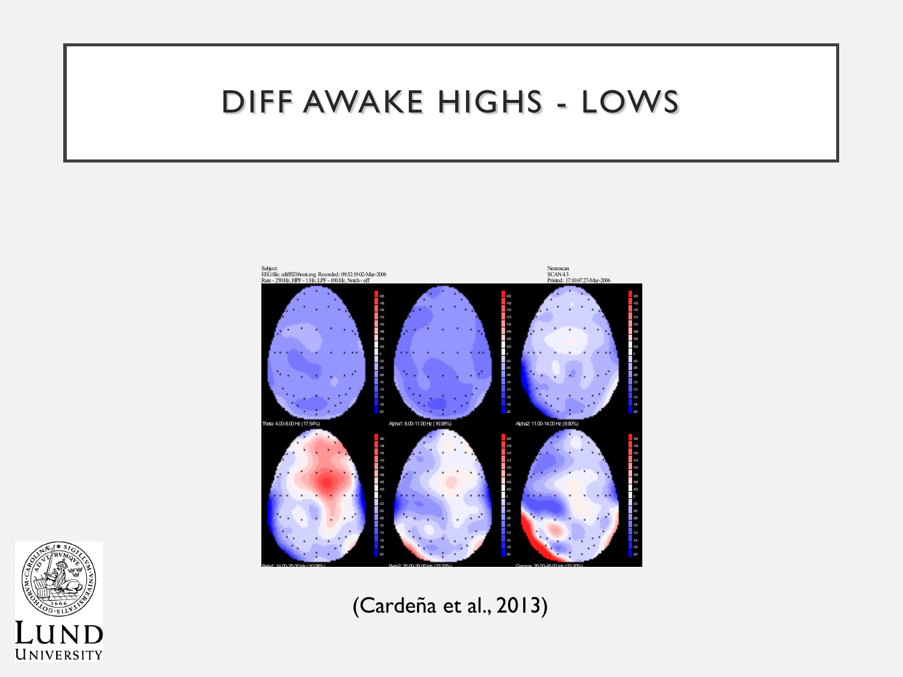# DIFF AWAKE HIGHS - LOWS

(Cardeña et al., 2013)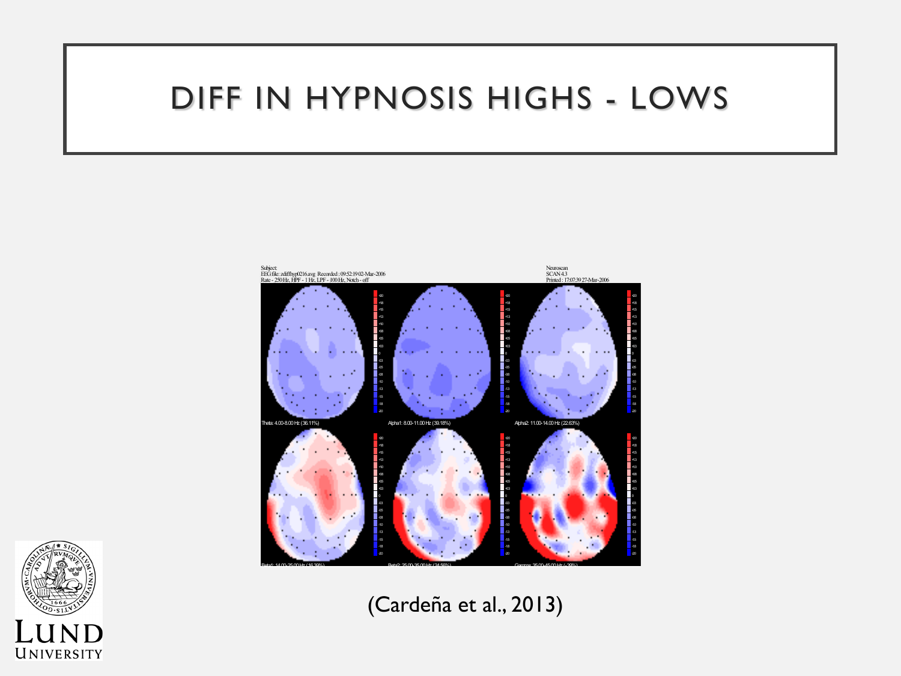# DIFF IN HYPNOSIS HIGHS - LOWS

(Cardeña et al., 2013)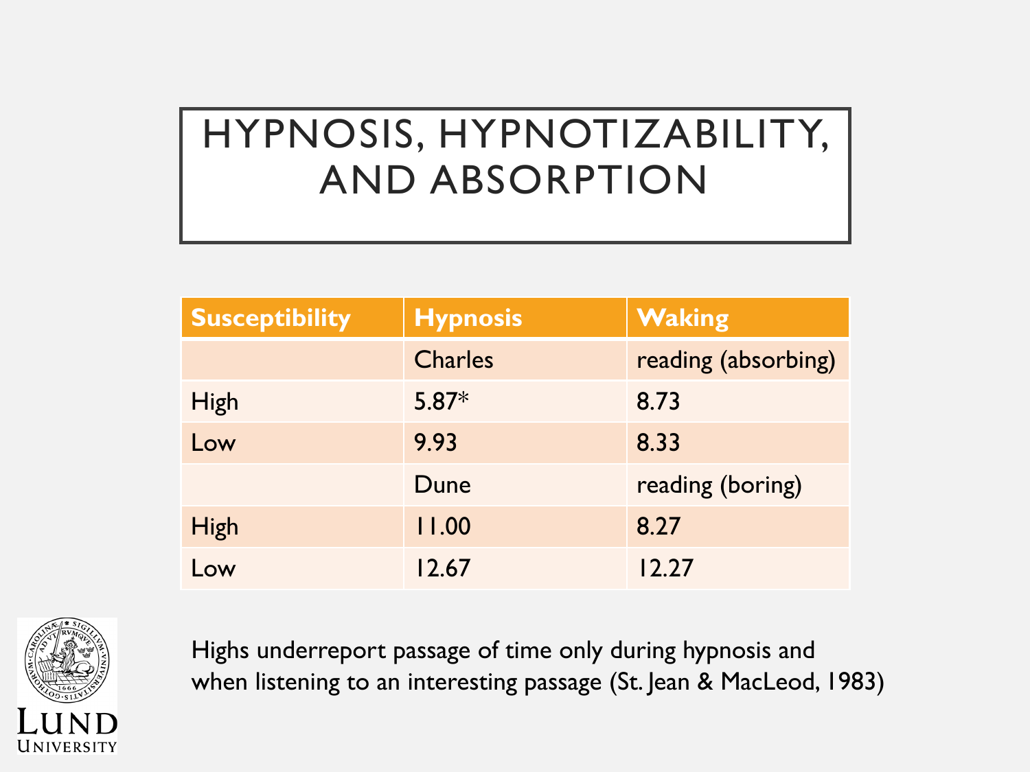# HYPNOSIS, HYPNOTIZABILITY, AND ABSORPTION

| Susceptibility | Hypnosis | Waking |
|---|---|---|
| | Charles | reading (absorbing) |
| High | 5.87* | 8.73 |
| Low | 9.93 | 8.33 |
| | Dune | reading (boring) |
| High | 11.00 | 8.27 |
| Low | 12.67 | 12.27 |

Highs underreport passage of time only during hypnosis and when listening to an interesting passage (St. Jean & MacLeod, 1983)